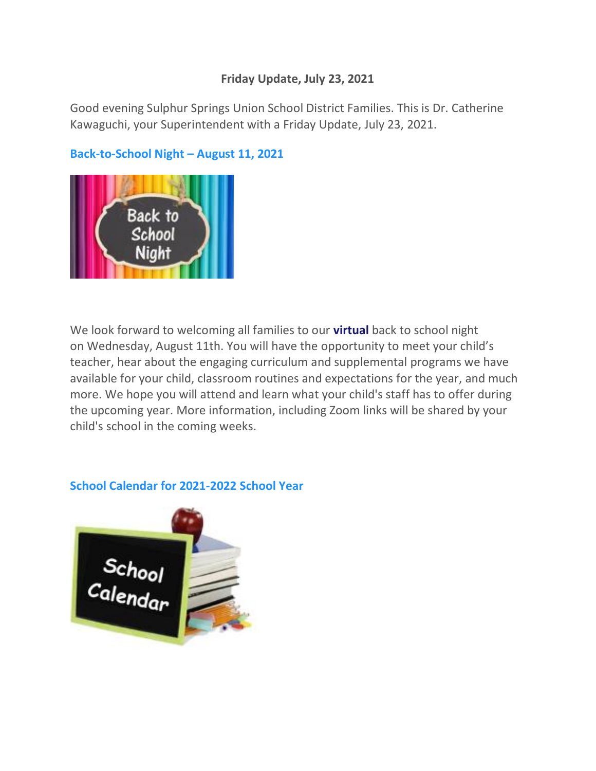**Friday Update, July 23, 2021**

Good evening Sulphur Springs Union School District Families. This is Dr. Catherine Kawaguchi, your Superintendent with a Friday Update, July 23, 2021.

## Back-to-School Night – August 11, 2021

We look forward to welcoming all families to our **virtual** back to school night on Wednesday, August 11th. You will have the opportunity to meet your child's teacher, hear about the engaging curriculum and supplemental programs we have available for your child, classroom routines and expectations for the year, and much more. We hope you will attend and learn what your child's staff has to offer during the upcoming year. More information, including Zoom links will be shared by your child's school in the coming weeks.

## School Calendar for 2021-2022 School Year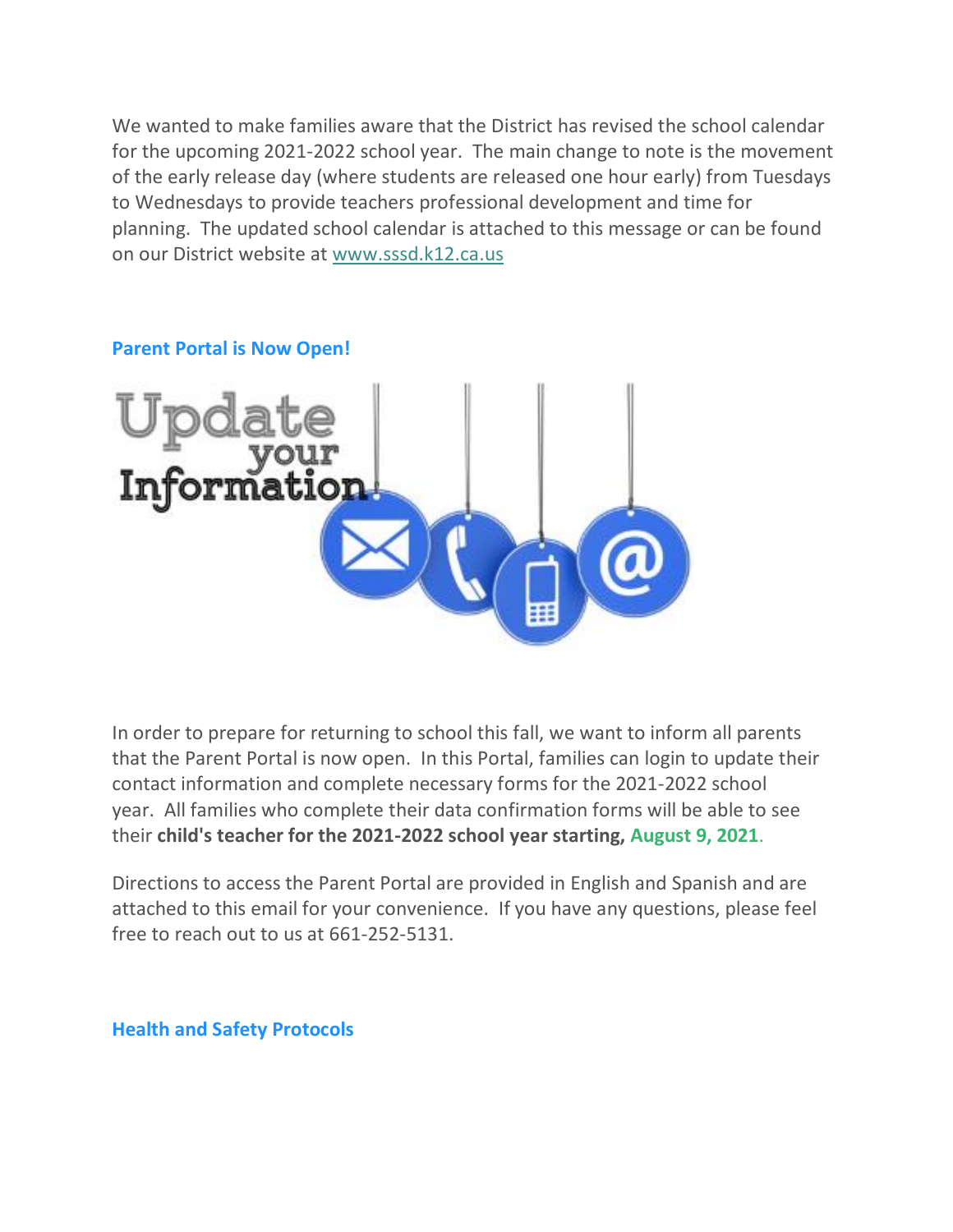We wanted to make families aware that the District has revised the school calendar for the upcoming 2021-2022 school year. The main change to note is the movement of the early release day (where students are released one hour early) from Tuesdays to Wednesdays to provide teachers professional development and time for planning. The updated school calendar is attached to this message or can be found on our District website at [www.sssd.k12.ca.us](http://www.sssd.k12.ca.us)

## Parent Portal is Now Open!

In order to prepare for returning to school this fall, we want to inform all parents that the Parent Portal is now open. In this Portal, families can login to update their contact information and complete necessary forms for the 2021-2022 school year. All families who complete their data confirmation forms will be able to see their **child's teacher for the 2021-2022 school year starting, August 9, 2021**.

Directions to access the Parent Portal are provided in English and Spanish and are attached to this email for your convenience. If you have any questions, please feel free to reach out to us at 661-252-5131.

## Health and Safety Protocols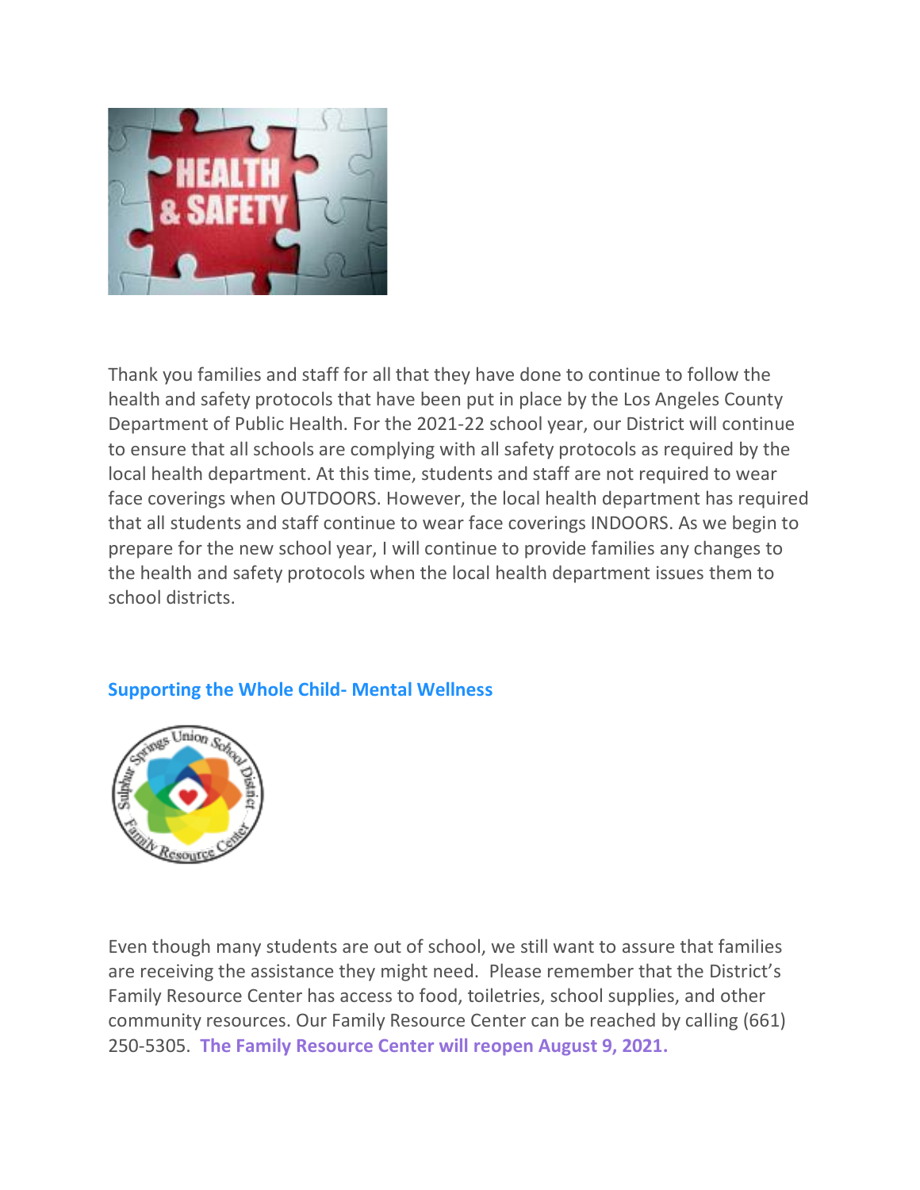Thank you families and staff for all that they have done to continue to follow the health and safety protocols that have been put in place by the Los Angeles County Department of Public Health. For the 2021-22 school year, our District will continue to ensure that all schools are complying with all safety protocols as required by the local health department. At this time, students and staff are not required to wear face coverings when OUTDOORS. However, the local health department has required that all students and staff continue to wear face coverings INDOORS. As we begin to prepare for the new school year, I will continue to provide families any changes to the health and safety protocols when the local health department issues them to school districts.

## Supporting the Whole Child- Mental Wellness

Even though many students are out of school, we still want to assure that families are receiving the assistance they might need. Please remember that the District's Family Resource Center has access to food, toiletries, school supplies, and other community resources. Our Family Resource Center can be reached by calling (661) 250-5305. **The Family Resource Center will reopen August 9, 2021.**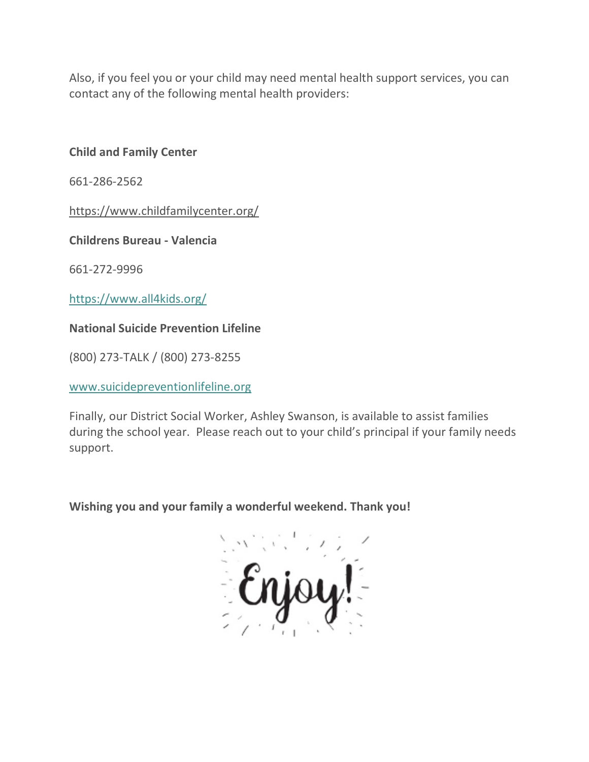Also, if you feel you or your child may need mental health support services, you can contact any of the following mental health providers:

**Child and Family Center**

661-286-2562

https://www.childfamilycenter.org/

**Childrens Bureau - Valencia**

661-272-9996

https://www.all4kids.org/

**National Suicide Prevention Lifeline**

(800) 273-TALK / (800) 273-8255

www.suicidepreventionlifeline.org

Finally, our District Social Worker, Ashley Swanson, is available to assist families during the school year. Please reach out to your child's principal if your family needs support.

**Wishing you and your family a wonderful weekend. Thank you!**

Enjoy!